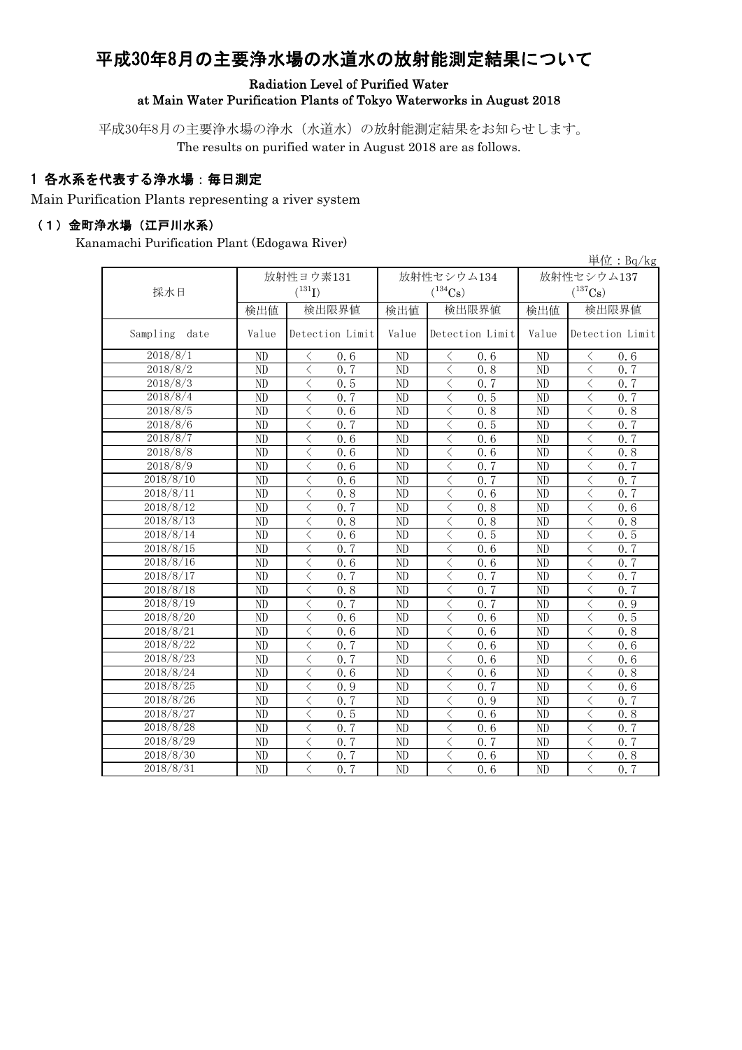# 平成30年8月の主要浄水場の水道水の放射能測定結果について

### Radiation Level of Purified Water at Main Water Purification Plants of Tokyo Waterworks in August 2018

平成30年8月の主要浄水場の浄水（水道水）の放射能測定結果をお知らせします。
The results on purified water in August 2018 are as follows.

## 1 各水系を代表する浄水場：毎日測定

Main Purification Plants representing a river system

### （1）金町浄水場（江戸川水系）

Kanamachi Purification Plant (Edogawa River)

単位：Bq/kg

| 採水日 | 放射性ヨウ素131 ($^{131}I$) | | 放射性セシウム134 ($^{134}Cs$) | | 放射性セシウム137 ($^{137}Cs$) | |
|---|---|---|---|---|---|---|
| | 検出値 | 検出限界値 | 検出値 | 検出限界値 | 検出値 | 検出限界値 |
| Sampling date | Value | Detection Limit | Value | Detection Limit | Value | Detection Limit |
| 2018/8/1 | ND | < 0.6 | ND | < 0.6 | ND | < 0.6 |
| 2018/8/2 | ND | < 0.7 | ND | < 0.8 | ND | < 0.7 |
| 2018/8/3 | ND | < 0.5 | ND | < 0.7 | ND | < 0.7 |
| 2018/8/4 | ND | < 0.7 | ND | < 0.5 | ND | < 0.7 |
| 2018/8/5 | ND | < 0.6 | ND | < 0.8 | ND | < 0.8 |
| 2018/8/6 | ND | < 0.7 | ND | < 0.5 | ND | < 0.7 |
| 2018/8/7 | ND | < 0.6 | ND | < 0.6 | ND | < 0.7 |
| 2018/8/8 | ND | < 0.6 | ND | < 0.6 | ND | < 0.8 |
| 2018/8/9 | ND | < 0.6 | ND | < 0.7 | ND | < 0.7 |
| 2018/8/10 | ND | < 0.6 | ND | < 0.7 | ND | < 0.7 |
| 2018/8/11 | ND | < 0.8 | ND | < 0.6 | ND | < 0.7 |
| 2018/8/12 | ND | < 0.7 | ND | < 0.8 | ND | < 0.6 |
| 2018/8/13 | ND | < 0.8 | ND | < 0.8 | ND | < 0.8 |
| 2018/8/14 | ND | < 0.6 | ND | < 0.5 | ND | < 0.5 |
| 2018/8/15 | ND | < 0.7 | ND | < 0.6 | ND | < 0.7 |
| 2018/8/16 | ND | < 0.6 | ND | < 0.6 | ND | < 0.7 |
| 2018/8/17 | ND | < 0.7 | ND | < 0.7 | ND | < 0.7 |
| 2018/8/18 | ND | < 0.8 | ND | < 0.7 | ND | < 0.7 |
| 2018/8/19 | ND | < 0.7 | ND | < 0.7 | ND | < 0.9 |
| 2018/8/20 | ND | < 0.6 | ND | < 0.6 | ND | < 0.5 |
| 2018/8/21 | ND | < 0.6 | ND | < 0.6 | ND | < 0.8 |
| 2018/8/22 | ND | < 0.7 | ND | < 0.6 | ND | < 0.6 |
| 2018/8/23 | ND | < 0.7 | ND | < 0.6 | ND | < 0.6 |
| 2018/8/24 | ND | < 0.6 | ND | < 0.6 | ND | < 0.8 |
| 2018/8/25 | ND | < 0.9 | ND | < 0.7 | ND | < 0.6 |
| 2018/8/26 | ND | < 0.7 | ND | < 0.9 | ND | < 0.7 |
| 2018/8/27 | ND | < 0.5 | ND | < 0.6 | ND | < 0.8 |
| 2018/8/28 | ND | < 0.7 | ND | < 0.6 | ND | < 0.7 |
| 2018/8/29 | ND | < 0.7 | ND | < 0.7 | ND | < 0.7 |
| 2018/8/30 | ND | < 0.7 | ND | < 0.6 | ND | < 0.8 |
| 2018/8/31 | ND | < 0.7 | ND | < 0.6 | ND | < 0.7 |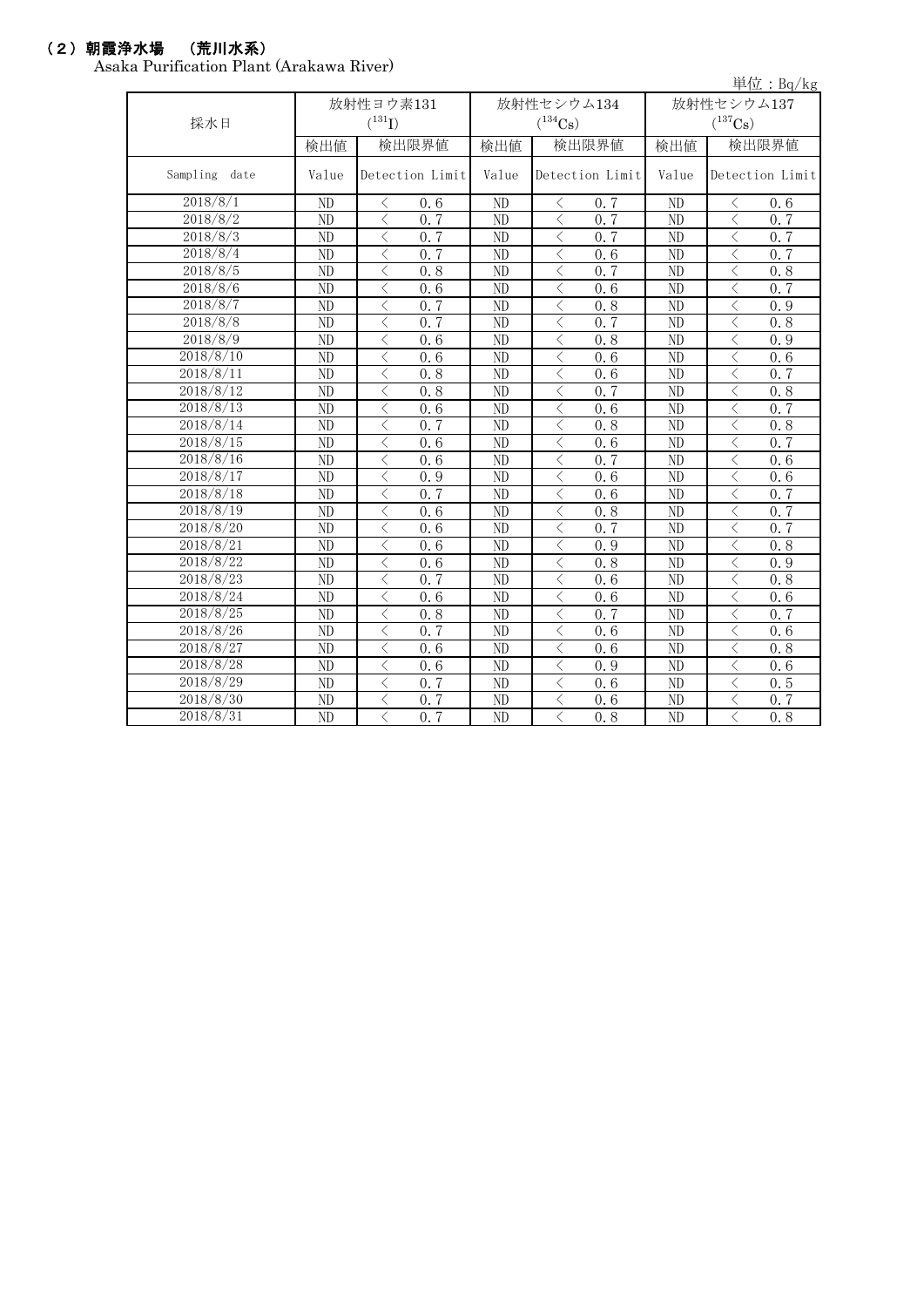## （２）朝霞浄水場　（荒川水系）

Asaka Purification Plant (Arakawa River)

単位：Bq/kg

| 採水日 | 放射性ヨウ素131 ($^{131}I$) | | 放射性セシウム134 ($^{134}Cs$) | | 放射性セシウム137 ($^{137}Cs$) | |
|---|---|---|---|---|---|---|
| | 検出値 | 検出限界値 | 検出値 | 検出限界値 | 検出値 | 検出限界値 |
| Sampling date | Value | Detection Limit | Value | Detection Limit | Value | Detection Limit |
| 2018/8/1 | ND | ＜ 0.6 | ND | ＜ 0.7 | ND | ＜ 0.6 |
| 2018/8/2 | ND | ＜ 0.7 | ND | ＜ 0.7 | ND | ＜ 0.7 |
| 2018/8/3 | ND | ＜ 0.7 | ND | ＜ 0.7 | ND | ＜ 0.7 |
| 2018/8/4 | ND | ＜ 0.7 | ND | ＜ 0.6 | ND | ＜ 0.7 |
| 2018/8/5 | ND | ＜ 0.8 | ND | ＜ 0.7 | ND | ＜ 0.8 |
| 2018/8/6 | ND | ＜ 0.6 | ND | ＜ 0.6 | ND | ＜ 0.7 |
| 2018/8/7 | ND | ＜ 0.7 | ND | ＜ 0.8 | ND | ＜ 0.9 |
| 2018/8/8 | ND | ＜ 0.7 | ND | ＜ 0.7 | ND | ＜ 0.8 |
| 2018/8/9 | ND | ＜ 0.6 | ND | ＜ 0.8 | ND | ＜ 0.9 |
| 2018/8/10 | ND | ＜ 0.6 | ND | ＜ 0.6 | ND | ＜ 0.6 |
| 2018/8/11 | ND | ＜ 0.8 | ND | ＜ 0.6 | ND | ＜ 0.7 |
| 2018/8/12 | ND | ＜ 0.8 | ND | ＜ 0.7 | ND | ＜ 0.8 |
| 2018/8/13 | ND | ＜ 0.6 | ND | ＜ 0.6 | ND | ＜ 0.7 |
| 2018/8/14 | ND | ＜ 0.7 | ND | ＜ 0.8 | ND | ＜ 0.8 |
| 2018/8/15 | ND | ＜ 0.6 | ND | ＜ 0.6 | ND | ＜ 0.7 |
| 2018/8/16 | ND | ＜ 0.6 | ND | ＜ 0.7 | ND | ＜ 0.6 |
| 2018/8/17 | ND | ＜ 0.9 | ND | ＜ 0.6 | ND | ＜ 0.6 |
| 2018/8/18 | ND | ＜ 0.7 | ND | ＜ 0.6 | ND | ＜ 0.7 |
| 2018/8/19 | ND | ＜ 0.6 | ND | ＜ 0.8 | ND | ＜ 0.7 |
| 2018/8/20 | ND | ＜ 0.6 | ND | ＜ 0.7 | ND | ＜ 0.7 |
| 2018/8/21 | ND | ＜ 0.6 | ND | ＜ 0.9 | ND | ＜ 0.8 |
| 2018/8/22 | ND | ＜ 0.6 | ND | ＜ 0.8 | ND | ＜ 0.9 |
| 2018/8/23 | ND | ＜ 0.7 | ND | ＜ 0.6 | ND | ＜ 0.8 |
| 2018/8/24 | ND | ＜ 0.6 | ND | ＜ 0.6 | ND | ＜ 0.6 |
| 2018/8/25 | ND | ＜ 0.8 | ND | ＜ 0.7 | ND | ＜ 0.7 |
| 2018/8/26 | ND | ＜ 0.7 | ND | ＜ 0.6 | ND | ＜ 0.6 |
| 2018/8/27 | ND | ＜ 0.6 | ND | ＜ 0.6 | ND | ＜ 0.8 |
| 2018/8/28 | ND | ＜ 0.6 | ND | ＜ 0.9 | ND | ＜ 0.6 |
| 2018/8/29 | ND | ＜ 0.7 | ND | ＜ 0.6 | ND | ＜ 0.5 |
| 2018/8/30 | ND | ＜ 0.7 | ND | ＜ 0.6 | ND | ＜ 0.7 |
| 2018/8/31 | ND | ＜ 0.7 | ND | ＜ 0.8 | ND | ＜ 0.8 |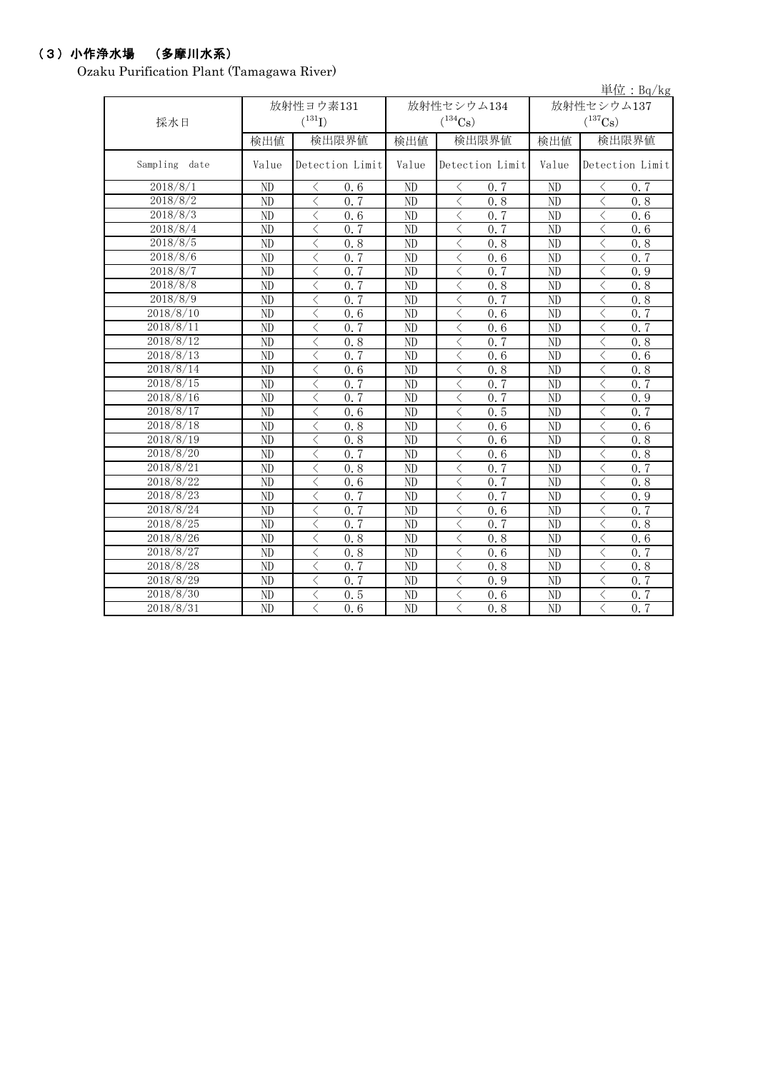## （3）小作浄水場　（多摩川水系）

Ozaku Purification Plant (Tamagawa River)

単位：Bq/kg

| 採水日 | 放射性ヨウ素131 ($^{131}I$) | | 放射性セシウム134 ($^{134}Cs$) | | 放射性セシウム137 ($^{137}Cs$) | |
|---|---|---|---|---|---|---|
| | 検出値 | 検出限界値 | 検出値 | 検出限界値 | 検出値 | 検出限界値 |
| Sampling date | Value | Detection Limit | Value | Detection Limit | Value | Detection Limit |
| 2018/8/1 | ND | ＜ 0.6 | ND | ＜ 0.7 | ND | ＜ 0.7 |
| 2018/8/2 | ND | ＜ 0.7 | ND | ＜ 0.8 | ND | ＜ 0.8 |
| 2018/8/3 | ND | ＜ 0.6 | ND | ＜ 0.7 | ND | ＜ 0.6 |
| 2018/8/4 | ND | ＜ 0.7 | ND | ＜ 0.7 | ND | ＜ 0.6 |
| 2018/8/5 | ND | ＜ 0.8 | ND | ＜ 0.8 | ND | ＜ 0.8 |
| 2018/8/6 | ND | ＜ 0.7 | ND | ＜ 0.6 | ND | ＜ 0.7 |
| 2018/8/7 | ND | ＜ 0.7 | ND | ＜ 0.7 | ND | ＜ 0.9 |
| 2018/8/8 | ND | ＜ 0.7 | ND | ＜ 0.8 | ND | ＜ 0.8 |
| 2018/8/9 | ND | ＜ 0.7 | ND | ＜ 0.7 | ND | ＜ 0.8 |
| 2018/8/10 | ND | ＜ 0.6 | ND | ＜ 0.6 | ND | ＜ 0.7 |
| 2018/8/11 | ND | ＜ 0.7 | ND | ＜ 0.6 | ND | ＜ 0.7 |
| 2018/8/12 | ND | ＜ 0.8 | ND | ＜ 0.7 | ND | ＜ 0.8 |
| 2018/8/13 | ND | ＜ 0.7 | ND | ＜ 0.6 | ND | ＜ 0.6 |
| 2018/8/14 | ND | ＜ 0.6 | ND | ＜ 0.8 | ND | ＜ 0.8 |
| 2018/8/15 | ND | ＜ 0.7 | ND | ＜ 0.7 | ND | ＜ 0.7 |
| 2018/8/16 | ND | ＜ 0.7 | ND | ＜ 0.7 | ND | ＜ 0.9 |
| 2018/8/17 | ND | ＜ 0.6 | ND | ＜ 0.5 | ND | ＜ 0.7 |
| 2018/8/18 | ND | ＜ 0.8 | ND | ＜ 0.6 | ND | ＜ 0.6 |
| 2018/8/19 | ND | ＜ 0.8 | ND | ＜ 0.6 | ND | ＜ 0.8 |
| 2018/8/20 | ND | ＜ 0.7 | ND | ＜ 0.6 | ND | ＜ 0.8 |
| 2018/8/21 | ND | ＜ 0.8 | ND | ＜ 0.7 | ND | ＜ 0.7 |
| 2018/8/22 | ND | ＜ 0.6 | ND | ＜ 0.7 | ND | ＜ 0.8 |
| 2018/8/23 | ND | ＜ 0.7 | ND | ＜ 0.7 | ND | ＜ 0.9 |
| 2018/8/24 | ND | ＜ 0.7 | ND | ＜ 0.6 | ND | ＜ 0.7 |
| 2018/8/25 | ND | ＜ 0.7 | ND | ＜ 0.7 | ND | ＜ 0.8 |
| 2018/8/26 | ND | ＜ 0.8 | ND | ＜ 0.8 | ND | ＜ 0.6 |
| 2018/8/27 | ND | ＜ 0.8 | ND | ＜ 0.6 | ND | ＜ 0.7 |
| 2018/8/28 | ND | ＜ 0.7 | ND | ＜ 0.8 | ND | ＜ 0.8 |
| 2018/8/29 | ND | ＜ 0.7 | ND | ＜ 0.9 | ND | ＜ 0.7 |
| 2018/8/30 | ND | ＜ 0.5 | ND | ＜ 0.6 | ND | ＜ 0.7 |
| 2018/8/31 | ND | ＜ 0.6 | ND | ＜ 0.8 | ND | ＜ 0.7 |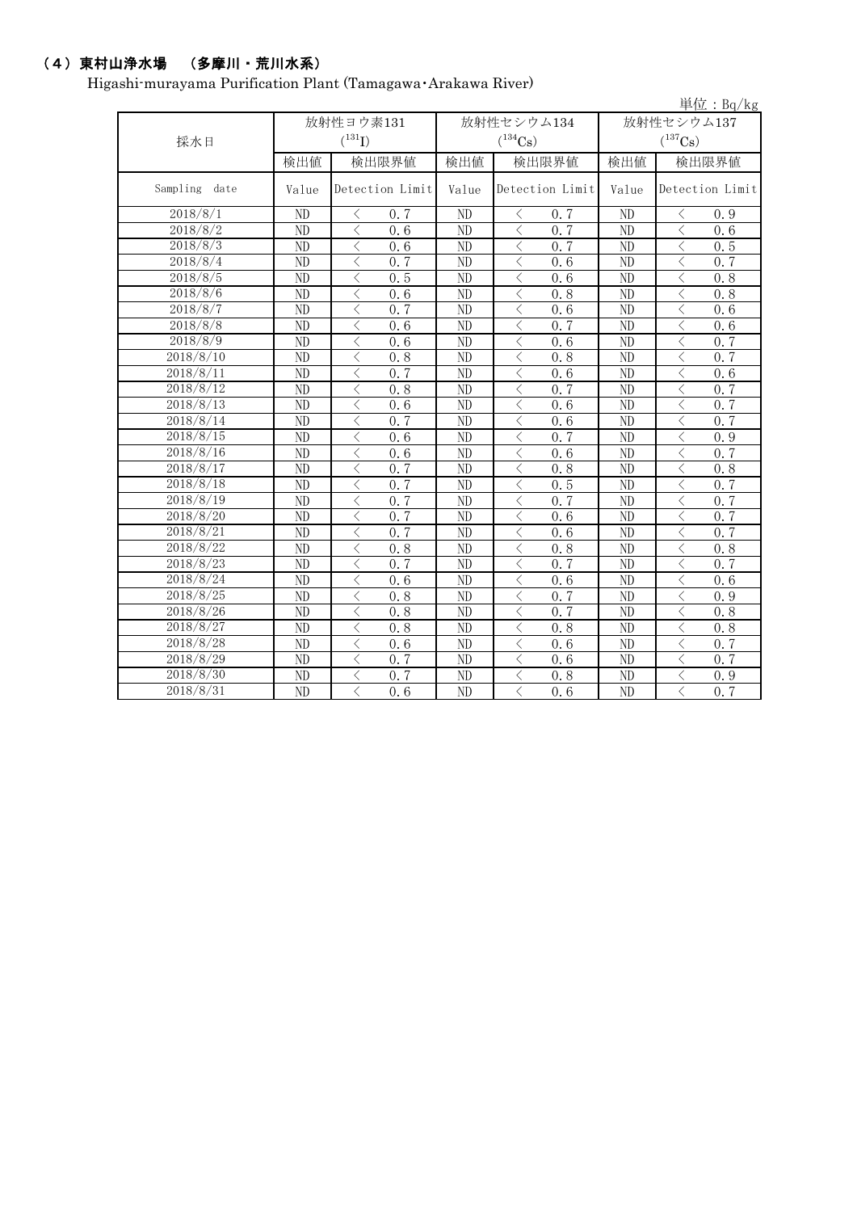### （4）東村山浄水場　（多摩川・荒川水系）

Higashi-murayama Purification Plant (Tamagawa･Arakawa River)

単位：Bq/kg

| 採水日 | 放射性ヨウ素131 ($^{131}I$) | | 放射性セシウム134 ($^{134}Cs$) | | 放射性セシウム137 ($^{137}Cs$) | |
|---|---|---|---|---|---|---|
| | 検出値 | 検出限界値 | 検出値 | 検出限界値 | 検出値 | 検出限界値 |
| Sampling date | Value | Detection Limit | Value | Detection Limit | Value | Detection Limit |
| 2018/8/1 | ND | ＜ 0.7 | ND | ＜ 0.7 | ND | ＜ 0.9 |
| 2018/8/2 | ND | ＜ 0.6 | ND | ＜ 0.7 | ND | ＜ 0.6 |
| 2018/8/3 | ND | ＜ 0.6 | ND | ＜ 0.7 | ND | ＜ 0.5 |
| 2018/8/4 | ND | ＜ 0.7 | ND | ＜ 0.6 | ND | ＜ 0.7 |
| 2018/8/5 | ND | ＜ 0.5 | ND | ＜ 0.6 | ND | ＜ 0.8 |
| 2018/8/6 | ND | ＜ 0.6 | ND | ＜ 0.8 | ND | ＜ 0.8 |
| 2018/8/7 | ND | ＜ 0.7 | ND | ＜ 0.6 | ND | ＜ 0.6 |
| 2018/8/8 | ND | ＜ 0.6 | ND | ＜ 0.7 | ND | ＜ 0.6 |
| 2018/8/9 | ND | ＜ 0.6 | ND | ＜ 0.6 | ND | ＜ 0.7 |
| 2018/8/10 | ND | ＜ 0.8 | ND | ＜ 0.8 | ND | ＜ 0.7 |
| 2018/8/11 | ND | ＜ 0.7 | ND | ＜ 0.6 | ND | ＜ 0.6 |
| 2018/8/12 | ND | ＜ 0.8 | ND | ＜ 0.7 | ND | ＜ 0.7 |
| 2018/8/13 | ND | ＜ 0.6 | ND | ＜ 0.6 | ND | ＜ 0.7 |
| 2018/8/14 | ND | ＜ 0.7 | ND | ＜ 0.6 | ND | ＜ 0.7 |
| 2018/8/15 | ND | ＜ 0.6 | ND | ＜ 0.7 | ND | ＜ 0.9 |
| 2018/8/16 | ND | ＜ 0.6 | ND | ＜ 0.6 | ND | ＜ 0.7 |
| 2018/8/17 | ND | ＜ 0.7 | ND | ＜ 0.8 | ND | ＜ 0.8 |
| 2018/8/18 | ND | ＜ 0.7 | ND | ＜ 0.5 | ND | ＜ 0.7 |
| 2018/8/19 | ND | ＜ 0.7 | ND | ＜ 0.7 | ND | ＜ 0.7 |
| 2018/8/20 | ND | ＜ 0.7 | ND | ＜ 0.6 | ND | ＜ 0.7 |
| 2018/8/21 | ND | ＜ 0.7 | ND | ＜ 0.6 | ND | ＜ 0.7 |
| 2018/8/22 | ND | ＜ 0.8 | ND | ＜ 0.8 | ND | ＜ 0.8 |
| 2018/8/23 | ND | ＜ 0.7 | ND | ＜ 0.7 | ND | ＜ 0.7 |
| 2018/8/24 | ND | ＜ 0.6 | ND | ＜ 0.6 | ND | ＜ 0.6 |
| 2018/8/25 | ND | ＜ 0.8 | ND | ＜ 0.7 | ND | ＜ 0.9 |
| 2018/8/26 | ND | ＜ 0.8 | ND | ＜ 0.7 | ND | ＜ 0.8 |
| 2018/8/27 | ND | ＜ 0.8 | ND | ＜ 0.8 | ND | ＜ 0.8 |
| 2018/8/28 | ND | ＜ 0.6 | ND | ＜ 0.6 | ND | ＜ 0.7 |
| 2018/8/29 | ND | ＜ 0.7 | ND | ＜ 0.6 | ND | ＜ 0.7 |
| 2018/8/30 | ND | ＜ 0.7 | ND | ＜ 0.8 | ND | ＜ 0.9 |
| 2018/8/31 | ND | ＜ 0.6 | ND | ＜ 0.6 | ND | ＜ 0.7 |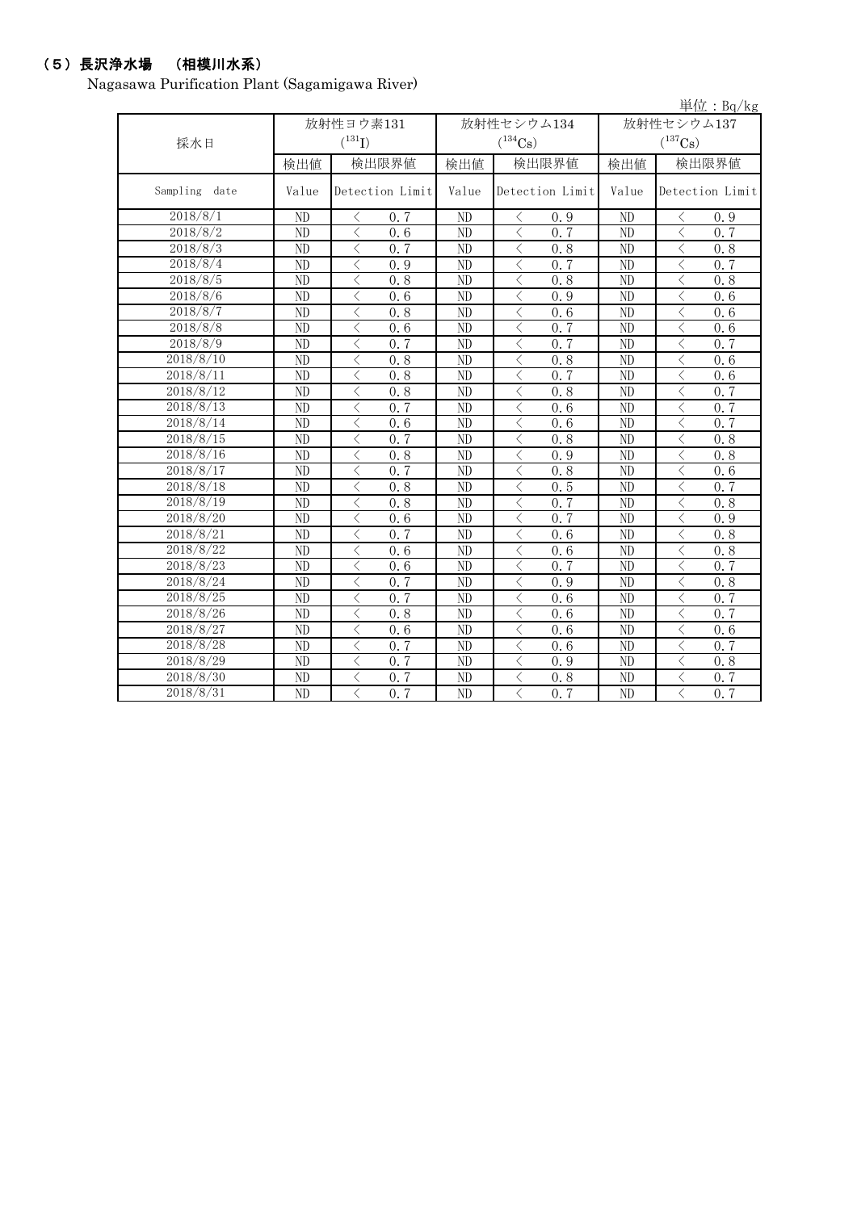## （5）長沢浄水場　（相模川水系）

Nagasawa Purification Plant (Sagamigawa River)

単位：Bq/kg

| 採水日 | 放射性ヨウ素131 ($^{131}I$) | | 放射性セシウム134 ($^{134}Cs$) | | 放射性セシウム137 ($^{137}Cs$) | |
|---|---|---|---|---|---|---|
| | 検出値 | 検出限界値 | 検出値 | 検出限界値 | 検出値 | 検出限界値 |
| Sampling date | Value | Detection Limit | Value | Detection Limit | Value | Detection Limit |
| 2018/8/1 | ND | ＜ 0.7 | ND | ＜ 0.9 | ND | ＜ 0.9 |
| 2018/8/2 | ND | ＜ 0.6 | ND | ＜ 0.7 | ND | ＜ 0.7 |
| 2018/8/3 | ND | ＜ 0.7 | ND | ＜ 0.8 | ND | ＜ 0.8 |
| 2018/8/4 | ND | ＜ 0.9 | ND | ＜ 0.7 | ND | ＜ 0.7 |
| 2018/8/5 | ND | ＜ 0.8 | ND | ＜ 0.8 | ND | ＜ 0.8 |
| 2018/8/6 | ND | ＜ 0.6 | ND | ＜ 0.9 | ND | ＜ 0.6 |
| 2018/8/7 | ND | ＜ 0.8 | ND | ＜ 0.6 | ND | ＜ 0.6 |
| 2018/8/8 | ND | ＜ 0.6 | ND | ＜ 0.7 | ND | ＜ 0.6 |
| 2018/8/9 | ND | ＜ 0.7 | ND | ＜ 0.7 | ND | ＜ 0.7 |
| 2018/8/10 | ND | ＜ 0.8 | ND | ＜ 0.8 | ND | ＜ 0.6 |
| 2018/8/11 | ND | ＜ 0.8 | ND | ＜ 0.7 | ND | ＜ 0.6 |
| 2018/8/12 | ND | ＜ 0.8 | ND | ＜ 0.8 | ND | ＜ 0.7 |
| 2018/8/13 | ND | ＜ 0.7 | ND | ＜ 0.6 | ND | ＜ 0.7 |
| 2018/8/14 | ND | ＜ 0.6 | ND | ＜ 0.6 | ND | ＜ 0.7 |
| 2018/8/15 | ND | ＜ 0.7 | ND | ＜ 0.8 | ND | ＜ 0.8 |
| 2018/8/16 | ND | ＜ 0.8 | ND | ＜ 0.9 | ND | ＜ 0.8 |
| 2018/8/17 | ND | ＜ 0.7 | ND | ＜ 0.8 | ND | ＜ 0.6 |
| 2018/8/18 | ND | ＜ 0.8 | ND | ＜ 0.5 | ND | ＜ 0.7 |
| 2018/8/19 | ND | ＜ 0.8 | ND | ＜ 0.7 | ND | ＜ 0.8 |
| 2018/8/20 | ND | ＜ 0.6 | ND | ＜ 0.7 | ND | ＜ 0.9 |
| 2018/8/21 | ND | ＜ 0.7 | ND | ＜ 0.6 | ND | ＜ 0.8 |
| 2018/8/22 | ND | ＜ 0.6 | ND | ＜ 0.6 | ND | ＜ 0.8 |
| 2018/8/23 | ND | ＜ 0.6 | ND | ＜ 0.7 | ND | ＜ 0.7 |
| 2018/8/24 | ND | ＜ 0.7 | ND | ＜ 0.9 | ND | ＜ 0.8 |
| 2018/8/25 | ND | ＜ 0.7 | ND | ＜ 0.6 | ND | ＜ 0.7 |
| 2018/8/26 | ND | ＜ 0.8 | ND | ＜ 0.6 | ND | ＜ 0.7 |
| 2018/8/27 | ND | ＜ 0.6 | ND | ＜ 0.6 | ND | ＜ 0.6 |
| 2018/8/28 | ND | ＜ 0.7 | ND | ＜ 0.6 | ND | ＜ 0.7 |
| 2018/8/29 | ND | ＜ 0.7 | ND | ＜ 0.9 | ND | ＜ 0.8 |
| 2018/8/30 | ND | ＜ 0.7 | ND | ＜ 0.8 | ND | ＜ 0.7 |
| 2018/8/31 | ND | ＜ 0.7 | ND | ＜ 0.7 | ND | ＜ 0.7 |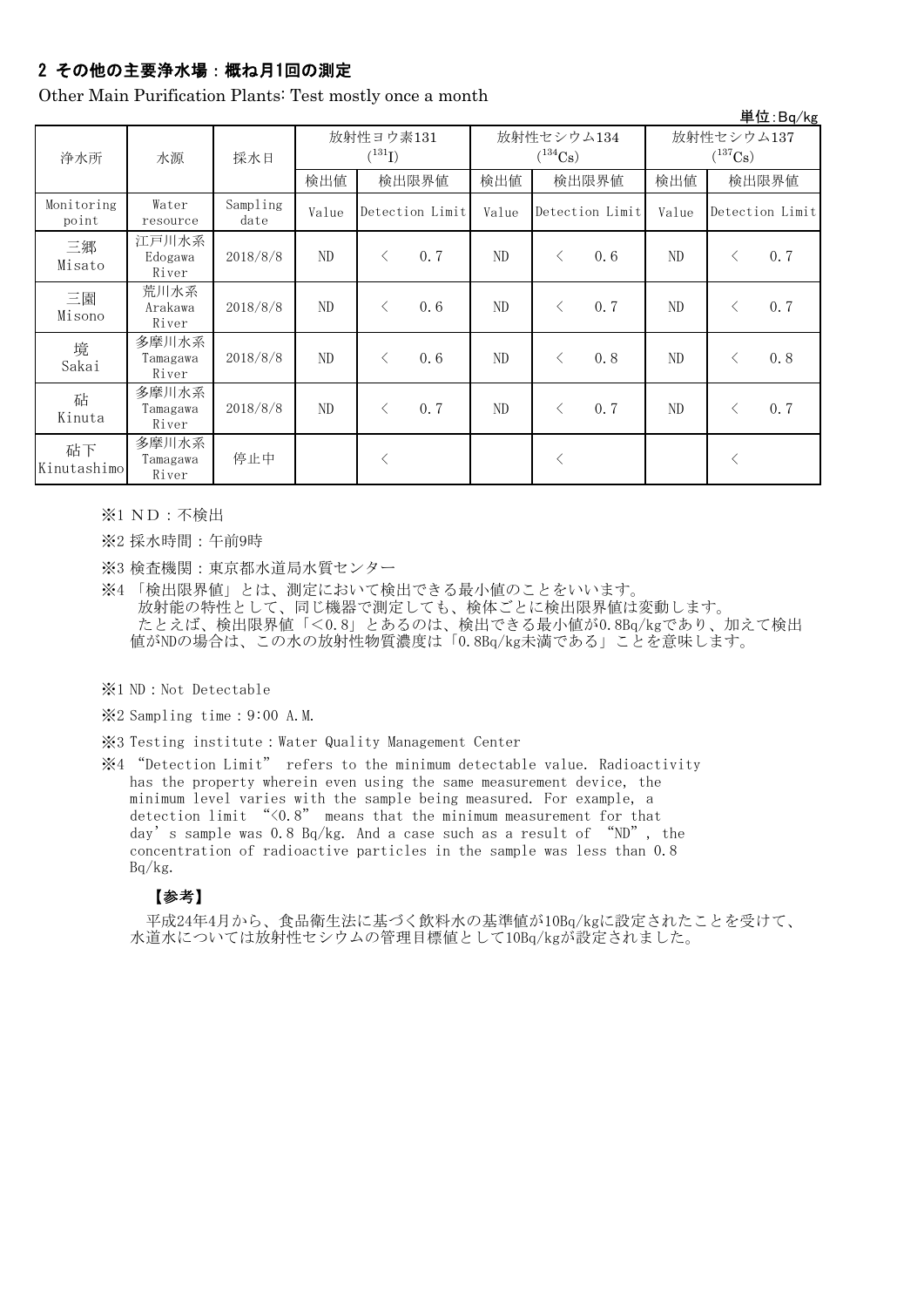## 2 その他の主要浄水場：概ね月1回の測定

Other Main Purification Plants: Test mostly once a month

単位:Bq/kg

| 浄水所 | 水源 | 採水日 | 放射性ヨウ素131 ($^{131}I$) | | | 放射性セシウム134 ($^{134}Cs$) | | | 放射性セシウム137 ($^{137}Cs$) | | |
|---|---|---|---|---|---|---|---|---|---|---|---|
| | | | 検出値 | 検出限界値 | | 検出値 | 検出限界値 | | 検出値 | 検出限界値 | |
| Monitoring point | Water resource | Sampling date | Value | Detection Limit | | Value | Detection Limit | | Value | Detection Limit | |
| 三郷 Misato | 江戸川水系 Edogawa River | 2018/8/8 | ND | < | 0.7 | ND | < | 0.6 | ND | < | 0.7 |
| 三園 Misono | 荒川水系 Arakawa River | 2018/8/8 | ND | < | 0.6 | ND | < | 0.7 | ND | < | 0.7 |
| 境 Sakai | 多摩川水系 Tamagawa River | 2018/8/8 | ND | < | 0.6 | ND | < | 0.8 | ND | < | 0.8 |
| 砧 Kinuta | 多摩川水系 Tamagawa River | 2018/8/8 | ND | < | 0.7 | ND | < | 0.7 | ND | < | 0.7 |
| 砧下 Kinutashimo | 多摩川水系 Tamagawa River | 停止中 | | < | | | < | | | < | |

※1 ＮＤ：不検出

※2 採水時間：午前9時

※3 検査機関：東京都水道局水質センター

※4 「検出限界値」とは、測定において検出できる最小値のことをいいます。
放射能の特性として、同じ機器で測定しても、検体ごとに検出限界値は変動します。
たとえば、検出限界値「<0.8」とあるのは、検出できる最小値が0.8Bq/kgであり、加えて検出値がNDの場合は、この水の放射性物質濃度は「0.8Bq/kg未満である」ことを意味します。

※1 ND : Not Detectable

※2 Sampling time : 9:00 A.M.

※3 Testing institute : Water Quality Management Center

※4 "Detection Limit" refers to the minimum detectable value. Radioactivity has the property wherein even using the same measurement device, the minimum level varies with the sample being measured. For example, a detection limit "<0.8" means that the minimum measurement for that day's sample was 0.8 Bq/kg. And a case such as a result of "ND", the concentration of radioactive particles in the sample was less than 0.8 Bq/kg.

**【参考】**

平成24年4月から、食品衛生法に基づく飲料水の基準値が10Bq/kgに設定されたことを受けて、水道水については放射性セシウムの管理目標値として10Bq/kgが設定されました。